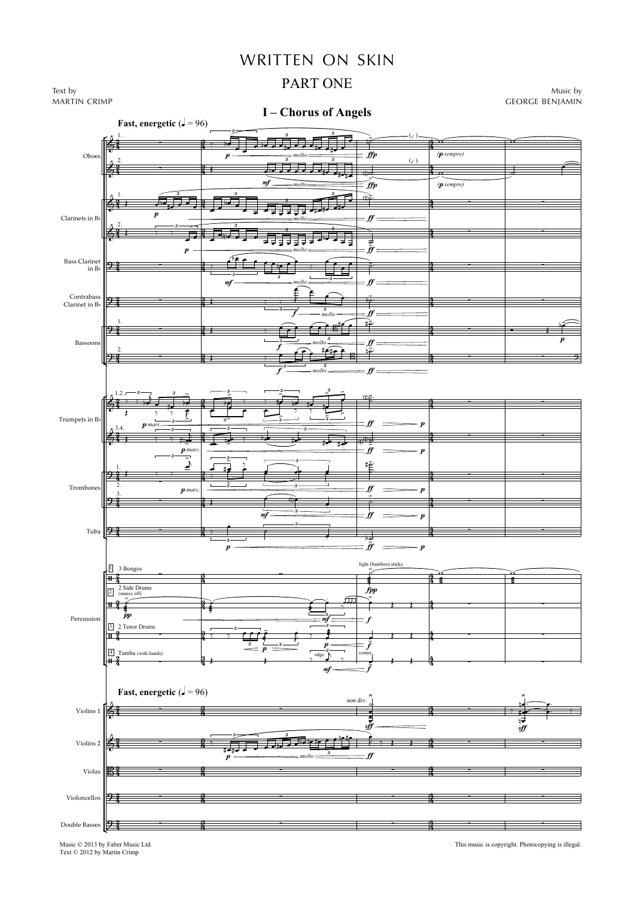# WRITTEN ON SKIN

## PART ONE

Text by
MARTIN CRIMP

Music by
GEORGE BENJAMIN

### I – Chorus of Angels

**Fast, energetic** (♩ = 96)

Music © 2013 by Faber Music Ltd.
Text © 2012 by Martin Crimp

This music is copyright. Photocopying is illegal.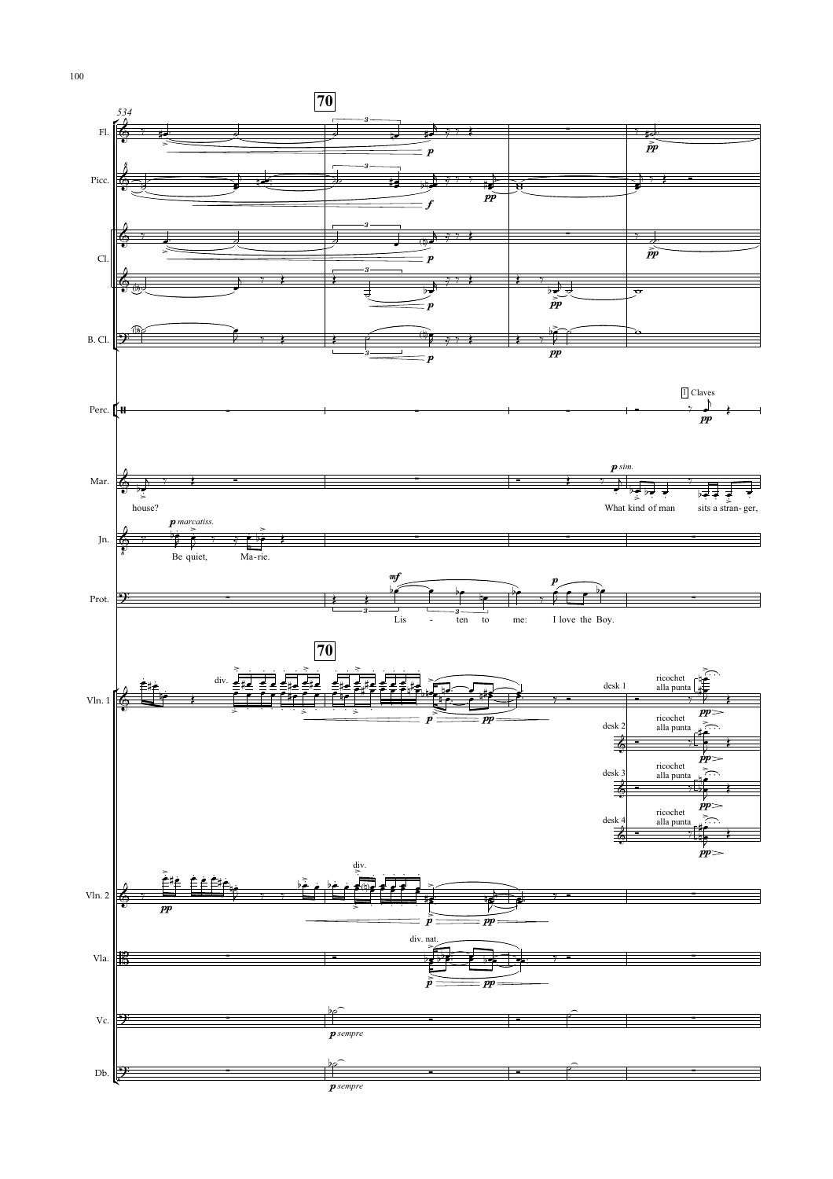534

**70**

Fl.

Picc.

Cl.

B. Cl.

Perc.

1 Claves

Mar.

house?

*p sim.*

What kind of man sits a stran- ger,

Jn.

*p marcatiss.*

Be quiet, Ma-rie.

Prot.

*mf*

Lis - ten to me: I love the Boy.

**70**

Vln. 1

div.

desk 1 ricochet alla punta

desk 2 ricochet alla punta

desk 3 ricochet alla punta

desk 4 ricochet alla punta

Vln. 2

div.

Vla.

div. nat.

Vc.

*p sempre*

Db.

*p sempre*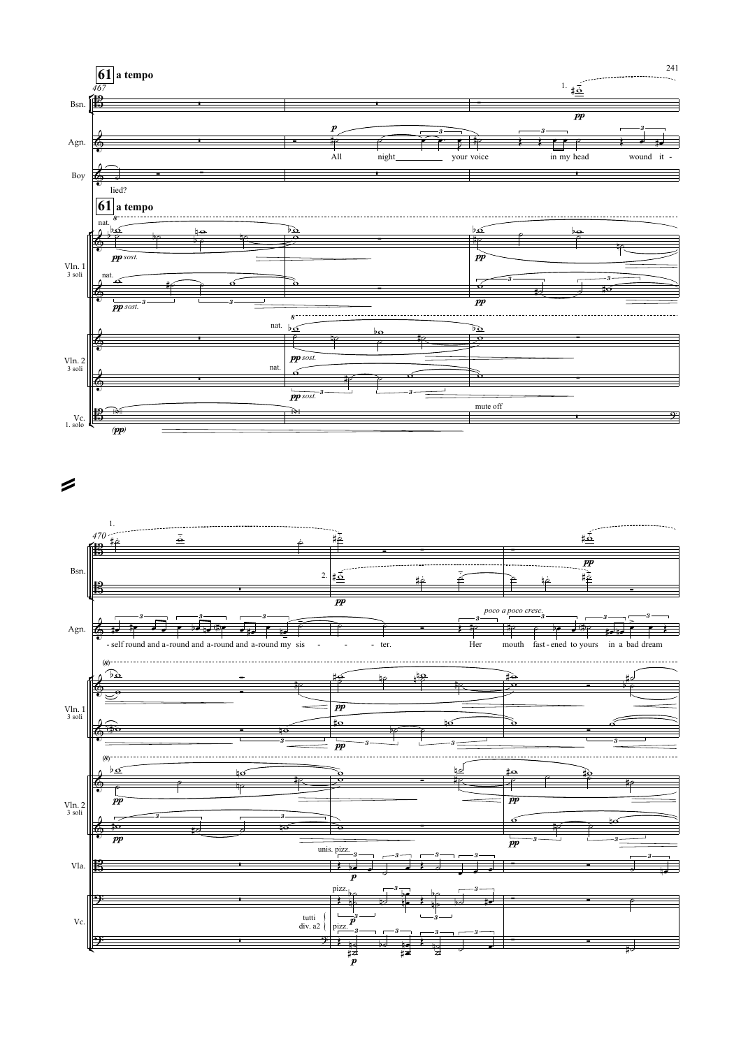**61** **a tempo**

467

Bsn.

Agn.

Boy

lied?

All night your voice in my head wound it-

**61** **a tempo**

nat.

*pp sost.*

Vln. 1
3 soli

Vln. 2
3 soli

*pp sost.*

nat.

Vc.
1. solo

*(pp)*

mute off

*pp*

470

Bsn.

1.

2.

*pp*

Agn.

-self round and a-round and a-round and a-round my sis - - - ter.

*poco a poco cresc.*

Her mouth fast-ened to yours in a bad dream

Vln. 1
3 soli

Vln. 2
3 soli

*pp*

Vla.

unis. pizz.

*p*

Vc.

pizz.

tutti
div. a2

pizz.

*p*